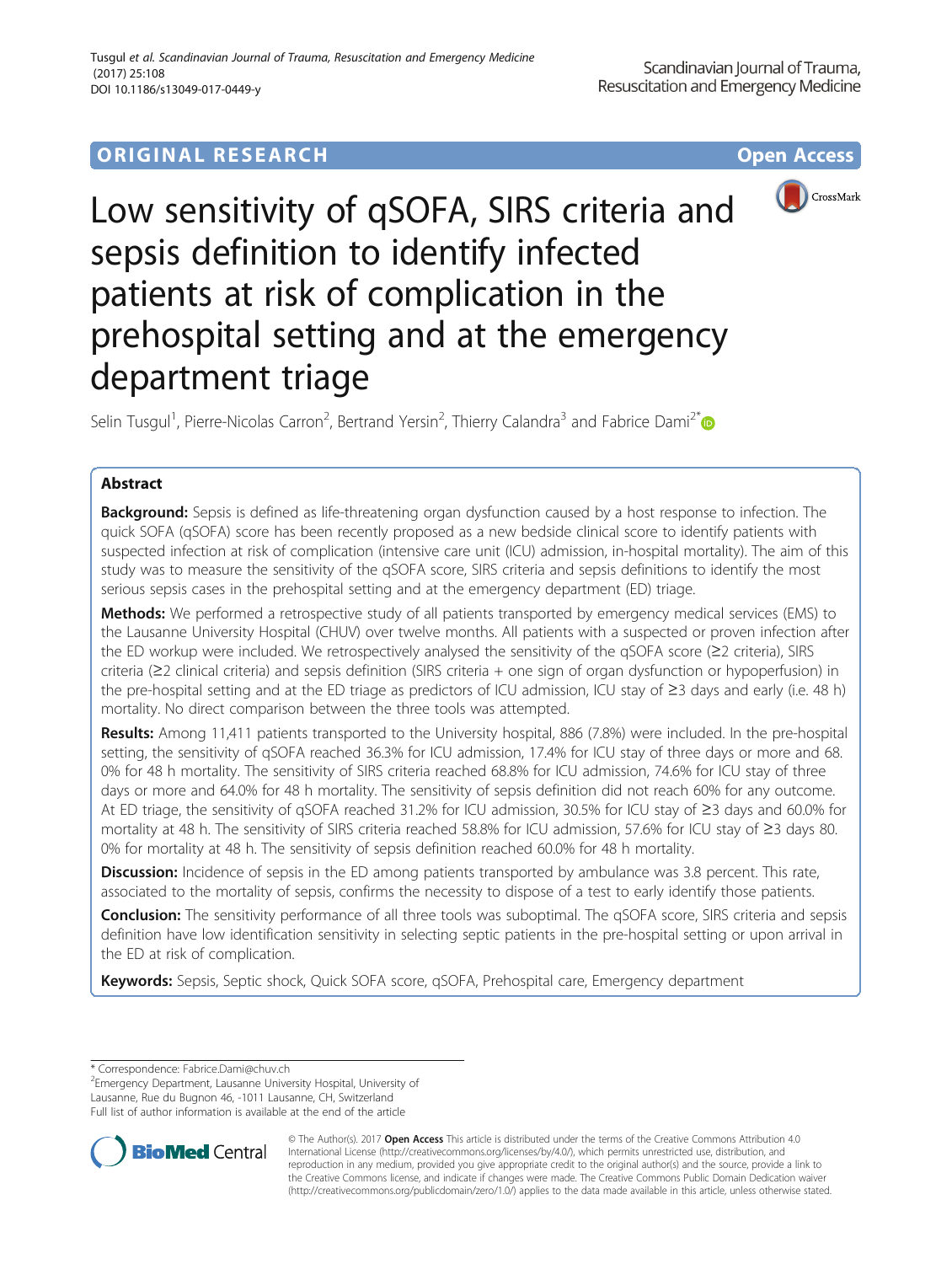ORIGINAL RESEARCH

Open Access

# Low sensitivity of qSOFA, SIRS criteria and sepsis definition to identify infected patients at risk of complication in the prehospital setting and at the emergency department triage

Selin Tusgul[1], Pierre-Nicolas Carron[2], Bertrand Yersin[2], Thierry Calandra[3] and Fabrice Dami[2*]

## Abstract

**Background:** Sepsis is defined as life-threatening organ dysfunction caused by a host response to infection. The quick SOFA (qSOFA) score has been recently proposed as a new bedside clinical score to identify patients with suspected infection at risk of complication (intensive care unit (ICU) admission, in-hospital mortality). The aim of this study was to measure the sensitivity of the qSOFA score, SIRS criteria and sepsis definitions to identify the most serious sepsis cases in the prehospital setting and at the emergency department (ED) triage.

**Methods:** We performed a retrospective study of all patients transported by emergency medical services (EMS) to the Lausanne University Hospital (CHUV) over twelve months. All patients with a suspected or proven infection after the ED workup were included. We retrospectively analysed the sensitivity of the qSOFA score (≥2 criteria), SIRS criteria (≥2 clinical criteria) and sepsis definition (SIRS criteria + one sign of organ dysfunction or hypoperfusion) in the pre-hospital setting and at the ED triage as predictors of ICU admission, ICU stay of ≥3 days and early (i.e. 48 h) mortality. No direct comparison between the three tools was attempted.

**Results:** Among 11,411 patients transported to the University hospital, 886 (7.8%) were included. In the pre-hospital setting, the sensitivity of qSOFA reached 36.3% for ICU admission, 17.4% for ICU stay of three days or more and 68.0% for 48 h mortality. The sensitivity of SIRS criteria reached 68.8% for ICU admission, 74.6% for ICU stay of three days or more and 64.0% for 48 h mortality. The sensitivity of sepsis definition did not reach 60% for any outcome. At ED triage, the sensitivity of qSOFA reached 31.2% for ICU admission, 30.5% for ICU stay of ≥3 days and 60.0% for mortality at 48 h. The sensitivity of SIRS criteria reached 58.8% for ICU admission, 57.6% for ICU stay of ≥3 days 80.0% for mortality at 48 h. The sensitivity of sepsis definition reached 60.0% for 48 h mortality.

**Discussion:** Incidence of sepsis in the ED among patients transported by ambulance was 3.8 percent. This rate, associated to the mortality of sepsis, confirms the necessity to dispose of a test to early identify those patients.

**Conclusion:** The sensitivity performance of all three tools was suboptimal. The qSOFA score, SIRS criteria and sepsis definition have low identification sensitivity in selecting septic patients in the pre-hospital setting or upon arrival in the ED at risk of complication.

**Keywords:** Sepsis, Septic shock, Quick SOFA score, qSOFA, Prehospital care, Emergency department

---

\* Correspondence: Fabrice.Dami@chuv.ch

[2]Emergency Department, Lausanne University Hospital, University of Lausanne, Rue du Bugnon 46, -1011 Lausanne, CH, Switzerland

Full list of author information is available at the end of the article

© The Author(s). 2017 **Open Access** This article is distributed under the terms of the Creative Commons Attribution 4.0 International License (http://creativecommons.org/licenses/by/4.0/), which permits unrestricted use, distribution, and reproduction in any medium, provided you give appropriate credit to the original author(s) and the source, provide a link to the Creative Commons license, and indicate if changes were made. The Creative Commons Public Domain Dedication waiver (http://creativecommons.org/publicdomain/zero/1.0/) applies to the data made available in this article, unless otherwise stated.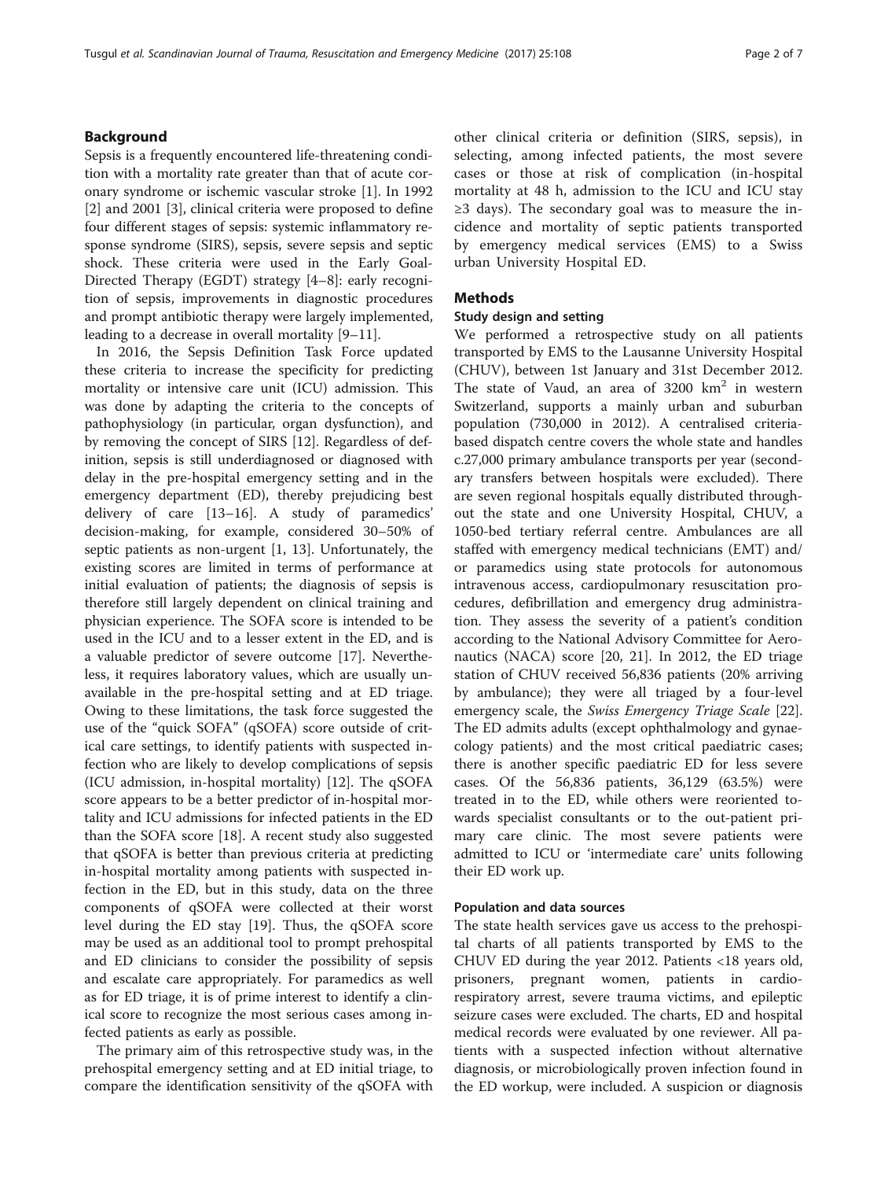## Background

Sepsis is a frequently encountered life-threatening condition with a mortality rate greater than that of acute coronary syndrome or ischemic vascular stroke [1]. In 1992 [2] and 2001 [3], clinical criteria were proposed to define four different stages of sepsis: systemic inflammatory response syndrome (SIRS), sepsis, severe sepsis and septic shock. These criteria were used in the Early Goal-Directed Therapy (EGDT) strategy [4–8]: early recognition of sepsis, improvements in diagnostic procedures and prompt antibiotic therapy were largely implemented, leading to a decrease in overall mortality [9–11].

In 2016, the Sepsis Definition Task Force updated these criteria to increase the specificity for predicting mortality or intensive care unit (ICU) admission. This was done by adapting the criteria to the concepts of pathophysiology (in particular, organ dysfunction), and by removing the concept of SIRS [12]. Regardless of definition, sepsis is still underdiagnosed or diagnosed with delay in the pre-hospital emergency setting and in the emergency department (ED), thereby prejudicing best delivery of care [13–16]. A study of paramedics' decision-making, for example, considered 30–50% of septic patients as non-urgent [1, 13]. Unfortunately, the existing scores are limited in terms of performance at initial evaluation of patients; the diagnosis of sepsis is therefore still largely dependent on clinical training and physician experience. The SOFA score is intended to be used in the ICU and to a lesser extent in the ED, and is a valuable predictor of severe outcome [17]. Nevertheless, it requires laboratory values, which are usually unavailable in the pre-hospital setting and at ED triage. Owing to these limitations, the task force suggested the use of the "quick SOFA" (qSOFA) score outside of critical care settings, to identify patients with suspected infection who are likely to develop complications of sepsis (ICU admission, in-hospital mortality) [12]. The qSOFA score appears to be a better predictor of in-hospital mortality and ICU admissions for infected patients in the ED than the SOFA score [18]. A recent study also suggested that qSOFA is better than previous criteria at predicting in-hospital mortality among patients with suspected infection in the ED, but in this study, data on the three components of qSOFA were collected at their worst level during the ED stay [19]. Thus, the qSOFA score may be used as an additional tool to prompt prehospital and ED clinicians to consider the possibility of sepsis and escalate care appropriately. For paramedics as well as for ED triage, it is of prime interest to identify a clinical score to recognize the most serious cases among infected patients as early as possible.

The primary aim of this retrospective study was, in the prehospital emergency setting and at ED initial triage, to compare the identification sensitivity of the qSOFA with other clinical criteria or definition (SIRS, sepsis), in selecting, among infected patients, the most severe cases or those at risk of complication (in-hospital mortality at 48 h, admission to the ICU and ICU stay ≥3 days). The secondary goal was to measure the incidence and mortality of septic patients transported by emergency medical services (EMS) to a Swiss urban University Hospital ED.

## Methods

### Study design and setting

We performed a retrospective study on all patients transported by EMS to the Lausanne University Hospital (CHUV), between 1st January and 31st December 2012. The state of Vaud, an area of 3200 km$^2$ in western Switzerland, supports a mainly urban and suburban population (730,000 in 2012). A centralised criteria-based dispatch centre covers the whole state and handles c.27,000 primary ambulance transports per year (secondary transfers between hospitals were excluded). There are seven regional hospitals equally distributed throughout the state and one University Hospital, CHUV, a 1050-bed tertiary referral centre. Ambulances are all staffed with emergency medical technicians (EMT) and/or paramedics using state protocols for autonomous intravenous access, cardiopulmonary resuscitation procedures, defibrillation and emergency drug administration. They assess the severity of a patient's condition according to the National Advisory Committee for Aeronautics (NACA) score [20, 21]. In 2012, the ED triage station of CHUV received 56,836 patients (20% arriving by ambulance); they were all triaged by a four-level emergency scale, the *Swiss Emergency Triage Scale* [22]. The ED admits adults (except ophthalmology and gynaecology patients) and the most critical paediatric cases; there is another specific paediatric ED for less severe cases. Of the 56,836 patients, 36,129 (63.5%) were treated in to the ED, while others were reoriented towards specialist consultants or to the out-patient primary care clinic. The most severe patients were admitted to ICU or 'intermediate care' units following their ED work up.

### Population and data sources

The state health services gave us access to the prehospital charts of all patients transported by EMS to the CHUV ED during the year 2012. Patients <18 years old, prisoners, pregnant women, patients in cardio-respiratory arrest, severe trauma victims, and epileptic seizure cases were excluded. The charts, ED and hospital medical records were evaluated by one reviewer. All patients with a suspected infection without alternative diagnosis, or microbiologically proven infection found in the ED workup, were included. A suspicion or diagnosis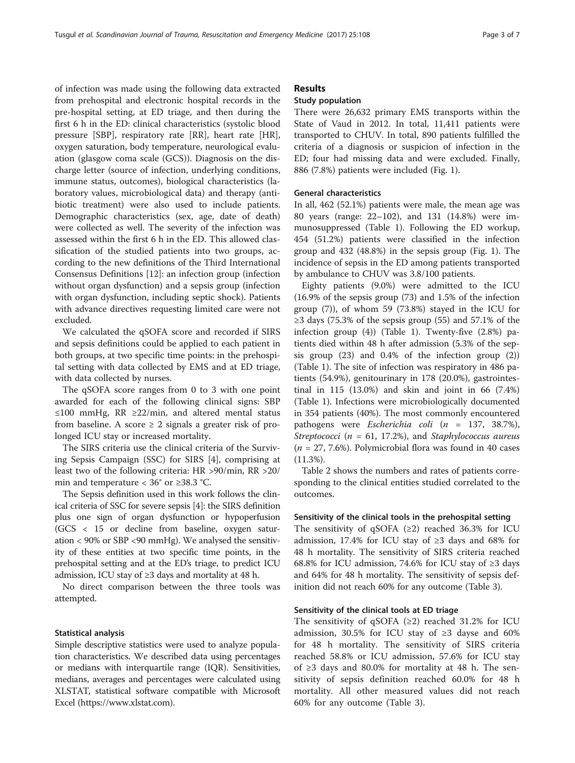of infection was made using the following data extracted from prehospital and electronic hospital records in the pre-hospital setting, at ED triage, and then during the first 6 h in the ED: clinical characteristics (systolic blood pressure [SBP], respiratory rate [RR], heart rate [HR], oxygen saturation, body temperature, neurological evaluation (glasgow coma scale (GCS)). Diagnosis on the discharge letter (source of infection, underlying conditions, immune status, outcomes), biological characteristics (laboratory values, microbiological data) and therapy (antibiotic treatment) were also used to include patients. Demographic characteristics (sex, age, date of death) were collected as well. The severity of the infection was assessed within the first 6 h in the ED. This allowed classification of the studied patients into two groups, according to the new definitions of the Third International Consensus Definitions [12]: an infection group (infection without organ dysfunction) and a sepsis group (infection with organ dysfunction, including septic shock). Patients with advance directives requesting limited care were not excluded.

We calculated the qSOFA score and recorded if SIRS and sepsis definitions could be applied to each patient in both groups, at two specific time points: in the prehospital setting with data collected by EMS and at ED triage, with data collected by nurses.

The qSOFA score ranges from 0 to 3 with one point awarded for each of the following clinical signs: SBP ≤100 mmHg, RR ≥22/min, and altered mental status from baseline. A score ≥ 2 signals a greater risk of prolonged ICU stay or increased mortality.

The SIRS criteria use the clinical criteria of the Surviving Sepsis Campaign (SSC) for SIRS [4], comprising at least two of the following criteria: HR >90/min, RR >20/min and temperature < 36° or ≥38.3 °C.

The Sepsis definition used in this work follows the clinical criteria of SSC for severe sepsis [4]: the SIRS definition plus one sign of organ dysfunction or hypoperfusion (GCS < 15 or decline from baseline, oxygen saturation < 90% or SBP <90 mmHg). We analysed the sensitivity of these entities at two specific time points, in the prehospital setting and at the ED's triage, to predict ICU admission, ICU stay of ≥3 days and mortality at 48 h.

No direct comparison between the three tools was attempted.

### Statistical analysis

Simple descriptive statistics were used to analyze population characteristics. We described data using percentages or medians with interquartile range (IQR). Sensitivities, medians, averages and percentages were calculated using XLSTAT, statistical software compatible with Microsoft Excel (https://www.xlstat.com).

## Results

### Study population

There were 26,632 primary EMS transports within the State of Vaud in 2012. In total, 11,411 patients were transported to CHUV. In total, 890 patients fulfilled the criteria of a diagnosis or suspicion of infection in the ED; four had missing data and were excluded. Finally, 886 (7.8%) patients were included (Fig. 1).

### General characteristics

In all, 462 (52.1%) patients were male, the mean age was 80 years (range: 22–102), and 131 (14.8%) were immunosuppressed (Table 1). Following the ED workup, 454 (51.2%) patients were classified in the infection group and 432 (48.8%) in the sepsis group (Fig. 1). The incidence of sepsis in the ED among patients transported by ambulance to CHUV was 3.8/100 patients.

Eighty patients (9.0%) were admitted to the ICU (16.9% of the sepsis group (73) and 1.5% of the infection group (7)), of whom 59 (73.8%) stayed in the ICU for ≥3 days (75.3% of the sepsis group (55) and 57.1% of the infection group (4)) (Table 1). Twenty-five (2.8%) patients died within 48 h after admission (5.3% of the sepsis group (23) and 0.4% of the infection group (2)) (Table 1). The site of infection was respiratory in 486 patients (54.9%), genitourinary in 178 (20.0%), gastrointestinal in 115 (13.0%) and skin and joint in 66 (7.4%) (Table 1). Infections were microbiologically documented in 354 patients (40%). The most commonly encountered pathogens were *Escherichia coli* ($n$ = 137, 38.7%), *Streptococci* ($n$ = 61, 17.2%), and *Staphylococcus aureus* ($n$ = 27, 7.6%). Polymicrobial flora was found in 40 cases (11.3%).

Table 2 shows the numbers and rates of patients corresponding to the clinical entities studied correlated to the outcomes.

### Sensitivity of the clinical tools in the prehospital setting

The sensitivity of qSOFA (≥2) reached 36.3% for ICU admission, 17.4% for ICU stay of ≥3 days and 68% for 48 h mortality. The sensitivity of SIRS criteria reached 68.8% for ICU admission, 74.6% for ICU stay of ≥3 days and 64% for 48 h mortality. The sensitivity of sepsis definition did not reach 60% for any outcome (Table 3).

### Sensitivity of the clinical tools at ED triage

The sensitivity of qSOFA (≥2) reached 31.2% for ICU admission, 30.5% for ICU stay of ≥3 dayse and 60% for 48 h mortality. The sensitivity of SIRS criteria reached 58.8% or ICU admission, 57.6% for ICU stay of ≥3 days and 80.0% for mortality at 48 h. The sensitivity of sepsis definition reached 60.0% for 48 h mortality. All other measured values did not reach 60% for any outcome (Table 3).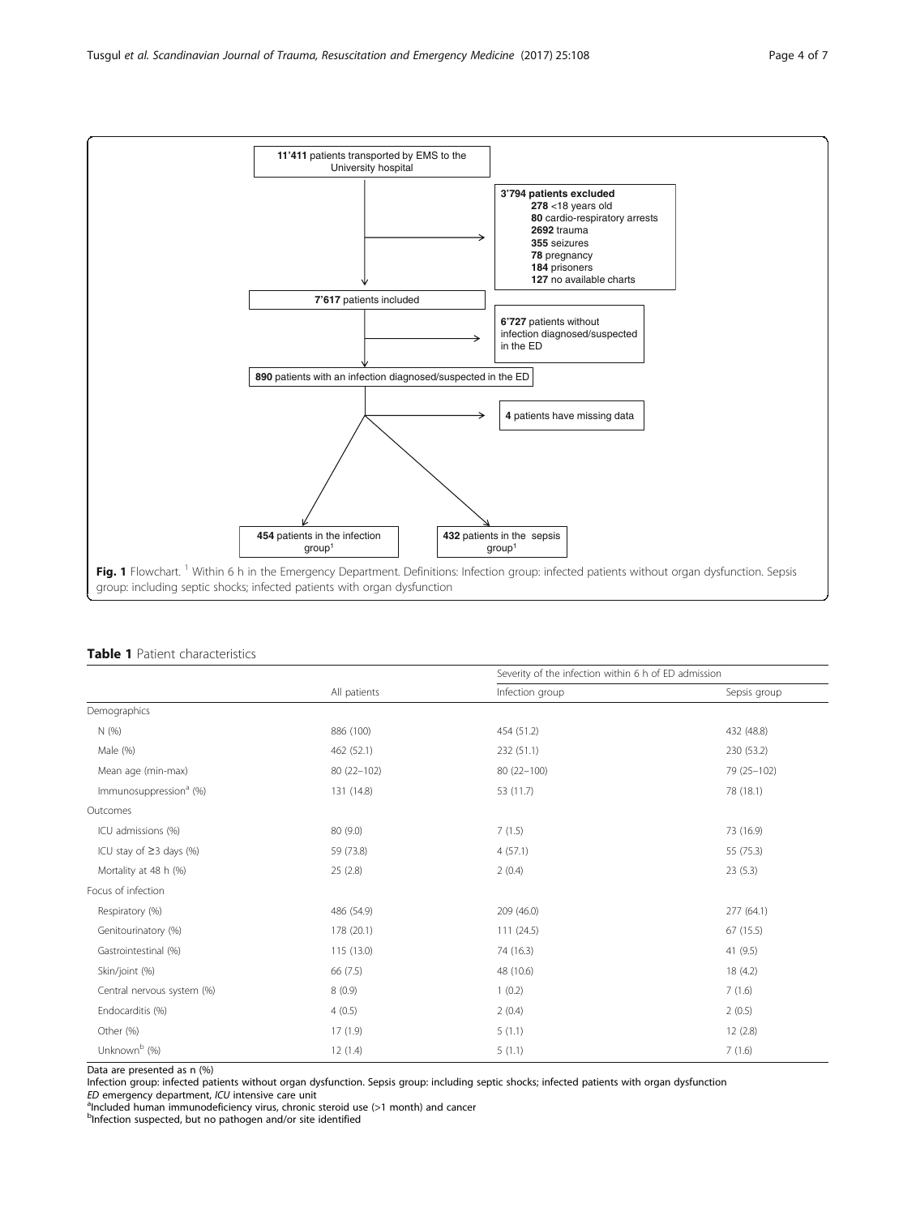11'411 patients transported by EMS to the University hospital

3'794 patients excluded
- 278 <18 years old
- 80 cardio-respiratory arrests
- 2692 trauma
- 355 seizures
- 78 pregnancy
- 184 prisoners
- 127 no available charts

7'617 patients included

6'727 patients without infection diagnosed/suspected in the ED

890 patients with an infection diagnosed/suspected in the ED

4 patients have missing data

454 patients in the infection group[1]

432 patients in the sepsis group[1]

**Fig. 1** Flowchart. [1] Within 6 h in the Emergency Department. Definitions: Infection group: infected patients without organ dysfunction. Sepsis group: including septic shocks; infected patients with organ dysfunction

**Table 1** Patient characteristics

| | All patients | Severity of the infection within 6 h of ED admission | |
|---|---|---|---|
| | | Infection group | Sepsis group |
| Demographics | | | |
| N (%) | 886 (100) | 454 (51.2) | 432 (48.8) |
| Male (%) | 462 (52.1) | 232 (51.1) | 230 (53.2) |
| Mean age (min-max) | 80 (22–102) | 80 (22–100) | 79 (25–102) |
| Immunosuppression[a] (%) | 131 (14.8) | 53 (11.7) | 78 (18.1) |
| Outcomes | | | |
| ICU admissions (%) | 80 (9.0) | 7 (1.5) | 73 (16.9) |
| ICU stay of ≥3 days (%) | 59 (73.8) | 4 (57.1) | 55 (75.3) |
| Mortality at 48 h (%) | 25 (2.8) | 2 (0.4) | 23 (5.3) |
| Focus of infection | | | |
| Respiratory (%) | 486 (54.9) | 209 (46.0) | 277 (64.1) |
| Genitourinatory (%) | 178 (20.1) | 111 (24.5) | 67 (15.5) |
| Gastrointestinal (%) | 115 (13.0) | 74 (16.3) | 41 (9.5) |
| Skin/joint (%) | 66 (7.5) | 48 (10.6) | 18 (4.2) |
| Central nervous system (%) | 8 (0.9) | 1 (0.2) | 7 (1.6) |
| Endocarditis (%) | 4 (0.5) | 2 (0.4) | 2 (0.5) |
| Other (%) | 17 (1.9) | 5 (1.1) | 12 (2.8) |
| Unknown[b] (%) | 12 (1.4) | 5 (1.1) | 7 (1.6) |

Data are presented as n (%)

Infection group: infected patients without organ dysfunction. Sepsis group: including septic shocks; infected patients with organ dysfunction

*ED* emergency department, *ICU* intensive care unit

[a]Included human immunodeficiency virus, chronic steroid use (>1 month) and cancer

[b]Infection suspected, but no pathogen and/or site identified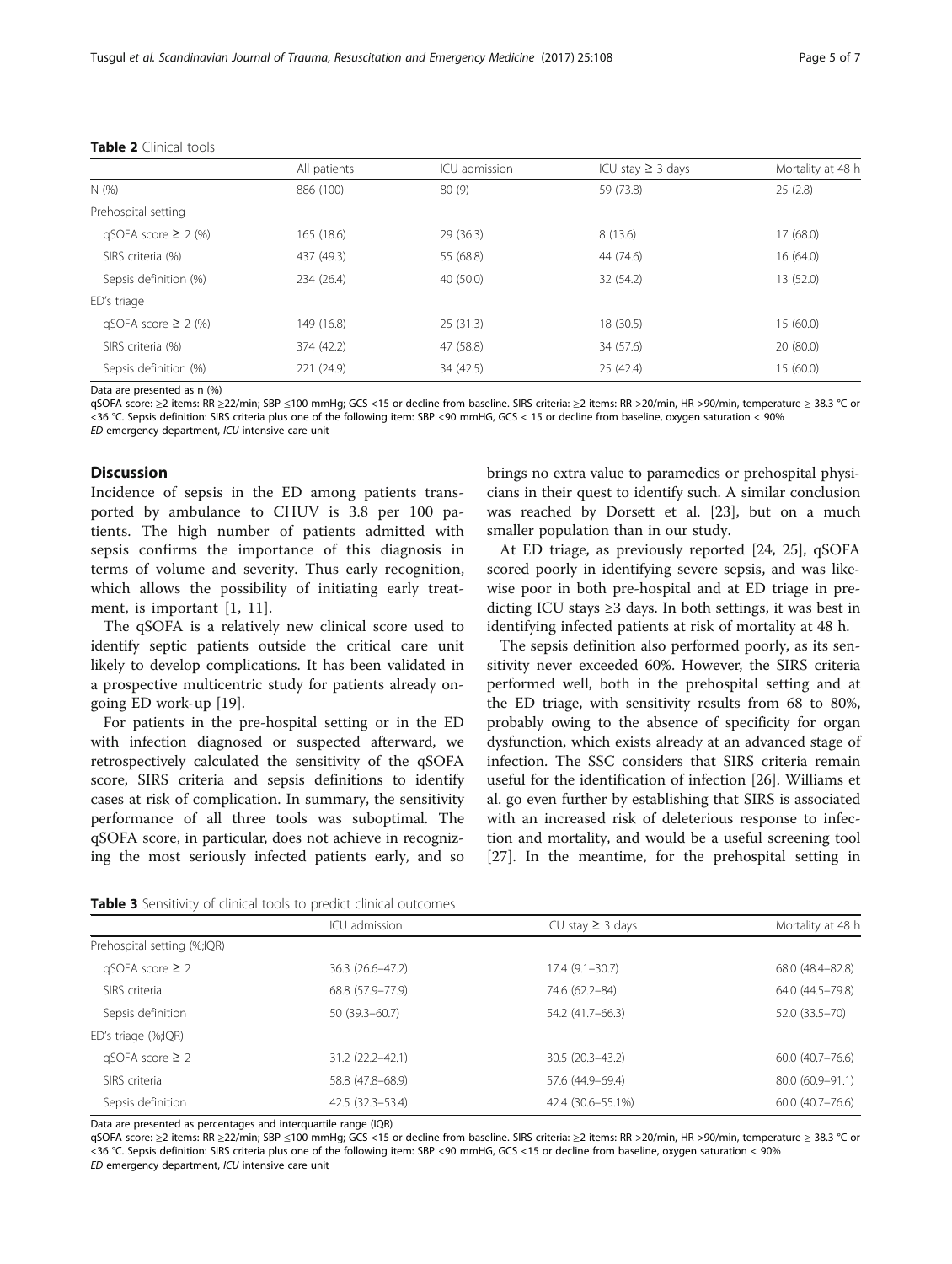**Table 2** Clinical tools

| | All patients | ICU admission | ICU stay ≥ 3 days | Mortality at 48 h |
|---|---|---|---|---|
| N (%) | 886 (100) | 80 (9) | 59 (73.8) | 25 (2.8) |
| Prehospital setting | | | | |
| qSOFA score ≥ 2 (%) | 165 (18.6) | 29 (36.3) | 8 (13.6) | 17 (68.0) |
| SIRS criteria (%) | 437 (49.3) | 55 (68.8) | 44 (74.6) | 16 (64.0) |
| Sepsis definition (%) | 234 (26.4) | 40 (50.0) | 32 (54.2) | 13 (52.0) |
| ED's triage | | | | |
| qSOFA score ≥ 2 (%) | 149 (16.8) | 25 (31.3) | 18 (30.5) | 15 (60.0) |
| SIRS criteria (%) | 374 (42.2) | 47 (58.8) | 34 (57.6) | 20 (80.0) |
| Sepsis definition (%) | 221 (24.9) | 34 (42.5) | 25 (42.4) | 15 (60.0) |

Data are presented as n (%)

qSOFA score: ≥2 items: RR ≥22/min; SBP ≤100 mmHg; GCS <15 or decline from baseline. SIRS criteria: ≥2 items: RR >20/min, HR >90/min, temperature ≥ 38.3 °C or <36 °C. Sepsis definition: SIRS criteria plus one of the following item: SBP <90 mmHG, GCS < 15 or decline from baseline, oxygen saturation < 90%

*ED* emergency department, *ICU* intensive care unit

## Discussion

Incidence of sepsis in the ED among patients transported by ambulance to CHUV is 3.8 per 100 patients. The high number of patients admitted with sepsis confirms the importance of this diagnosis in terms of volume and severity. Thus early recognition, which allows the possibility of initiating early treatment, is important [1, 11].

The qSOFA is a relatively new clinical score used to identify septic patients outside the critical care unit likely to develop complications. It has been validated in a prospective multicentric study for patients already ongoing ED work-up [19].

For patients in the pre-hospital setting or in the ED with infection diagnosed or suspected afterward, we retrospectively calculated the sensitivity of the qSOFA score, SIRS criteria and sepsis definitions to identify cases at risk of complication. In summary, the sensitivity performance of all three tools was suboptimal. The qSOFA score, in particular, does not achieve in recognizing the most seriously infected patients early, and so brings no extra value to paramedics or prehospital physicians in their quest to identify such. A similar conclusion was reached by Dorsett et al. [23], but on a much smaller population than in our study.

At ED triage, as previously reported [24, 25], qSOFA scored poorly in identifying severe sepsis, and was likewise poor in both pre-hospital and at ED triage in predicting ICU stays ≥3 days. In both settings, it was best in identifying infected patients at risk of mortality at 48 h.

The sepsis definition also performed poorly, as its sensitivity never exceeded 60%. However, the SIRS criteria performed well, both in the prehospital setting and at the ED triage, with sensitivity results from 68 to 80%, probably owing to the absence of specificity for organ dysfunction, which exists already at an advanced stage of infection. The SSC considers that SIRS criteria remain useful for the identification of infection [26]. Williams et al. go even further by establishing that SIRS is associated with an increased risk of deleterious response to infection and mortality, and would be a useful screening tool [27]. In the meantime, for the prehospital setting in

**Table 3** Sensitivity of clinical tools to predict clinical outcomes

| | ICU admission | ICU stay ≥ 3 days | Mortality at 48 h |
|---|---|---|---|
| Prehospital setting (%;IQR) | | | |
| qSOFA score ≥ 2 | 36.3 (26.6–47.2) | 17.4 (9.1–30.7) | 68.0 (48.4–82.8) |
| SIRS criteria | 68.8 (57.9–77.9) | 74.6 (62.2–84) | 64.0 (44.5–79.8) |
| Sepsis definition | 50 (39.3–60.7) | 54.2 (41.7–66.3) | 52.0 (33.5–70) |
| ED's triage (%;IQR) | | | |
| qSOFA score ≥ 2 | 31.2 (22.2–42.1) | 30.5 (20.3–43.2) | 60.0 (40.7–76.6) |
| SIRS criteria | 58.8 (47.8–68.9) | 57.6 (44.9–69.4) | 80.0 (60.9–91.1) |
| Sepsis definition | 42.5 (32.3–53.4) | 42.4 (30.6–55.1%) | 60.0 (40.7–76.6) |

Data are presented as percentages and interquartile range (IQR)

qSOFA score: ≥2 items: RR ≥22/min; SBP ≤100 mmHg; GCS <15 or decline from baseline. SIRS criteria: ≥2 items: RR >20/min, HR >90/min, temperature ≥ 38.3 °C or <36 °C. Sepsis definition: SIRS criteria plus one of the following item: SBP <90 mmHG, GCS <15 or decline from baseline, oxygen saturation < 90%

*ED* emergency department, *ICU* intensive care unit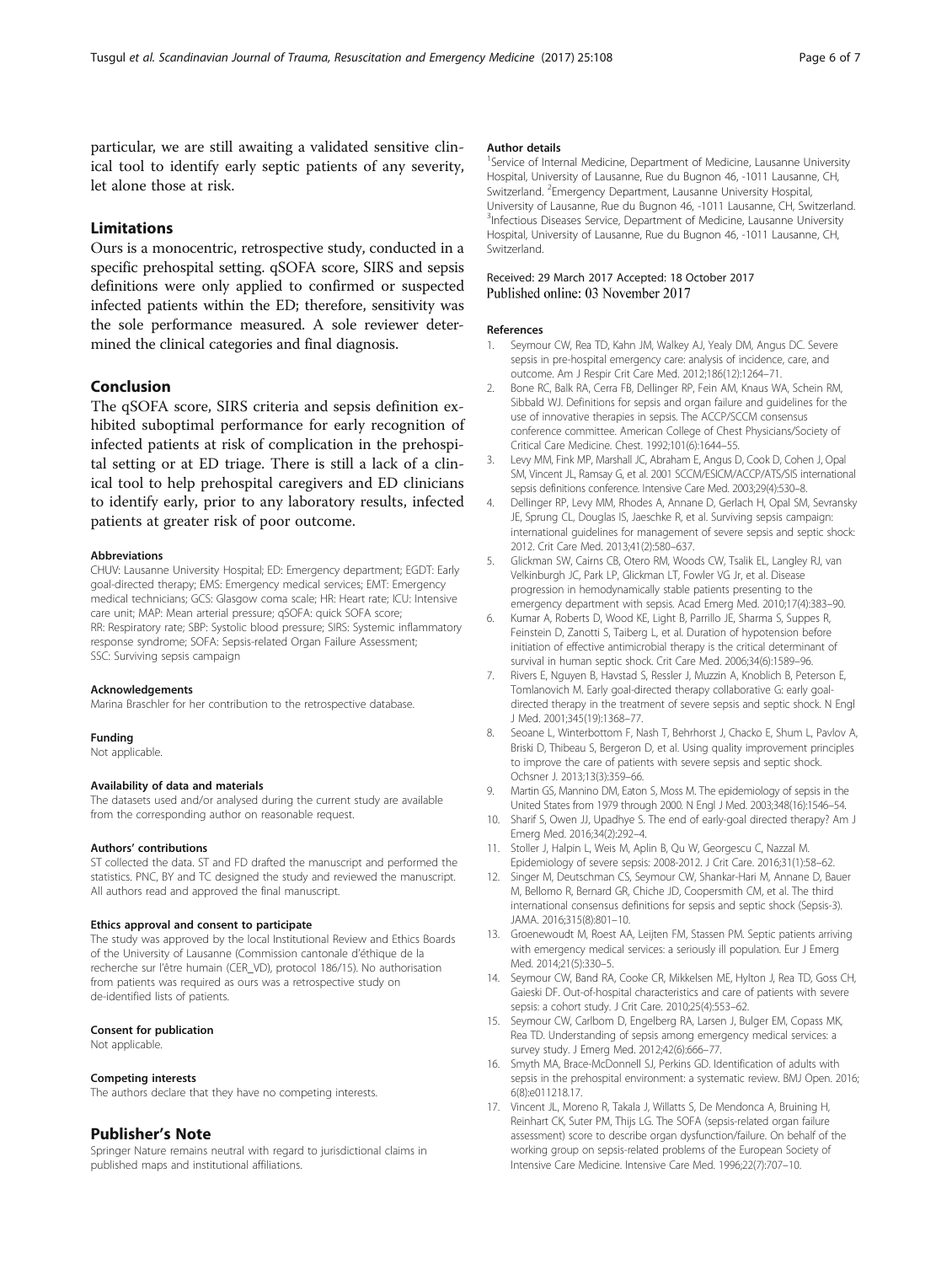particular, we are still awaiting a validated sensitive clinical tool to identify early septic patients of any severity, let alone those at risk.

## Limitations

Ours is a monocentric, retrospective study, conducted in a specific prehospital setting. qSOFA score, SIRS and sepsis definitions were only applied to confirmed or suspected infected patients within the ED; therefore, sensitivity was the sole performance measured. A sole reviewer determined the clinical categories and final diagnosis.

## Conclusion

The qSOFA score, SIRS criteria and sepsis definition exhibited suboptimal performance for early recognition of infected patients at risk of complication in the prehospital setting or at ED triage. There is still a lack of a clinical tool to help prehospital caregivers and ED clinicians to identify early, prior to any laboratory results, infected patients at greater risk of poor outcome.

#### Abbreviations

CHUV: Lausanne University Hospital; ED: Emergency department; EGDT: Early goal-directed therapy; EMS: Emergency medical services; EMT: Emergency medical technicians; GCS: Glasgow coma scale; HR: Heart rate; ICU: Intensive care unit; MAP: Mean arterial pressure; qSOFA: quick SOFA score; RR: Respiratory rate; SBP: Systolic blood pressure; SIRS: Systemic inflammatory response syndrome; SOFA: Sepsis-related Organ Failure Assessment; SSC: Surviving sepsis campaign

#### Acknowledgements

Marina Braschler for her contribution to the retrospective database.

#### Funding

Not applicable.

#### Availability of data and materials

The datasets used and/or analysed during the current study are available from the corresponding author on reasonable request.

#### Authors' contributions

ST collected the data. ST and FD drafted the manuscript and performed the statistics. PNC, BY and TC designed the study and reviewed the manuscript. All authors read and approved the final manuscript.

#### Ethics approval and consent to participate

The study was approved by the local Institutional Review and Ethics Boards of the University of Lausanne (Commission cantonale d'éthique de la recherche sur l'être humain (CER_VD), protocol 186/15). No authorisation from patients was required as ours was a retrospective study on de-identified lists of patients.

#### Consent for publication

Not applicable.

#### Competing interests

The authors declare that they have no competing interests.

## Publisher's Note

Springer Nature remains neutral with regard to jurisdictional claims in published maps and institutional affiliations.

#### Author details

[1]Service of Internal Medicine, Department of Medicine, Lausanne University Hospital, University of Lausanne, Rue du Bugnon 46, -1011 Lausanne, CH, Switzerland. [2]Emergency Department, Lausanne University Hospital, University of Lausanne, Rue du Bugnon 46, -1011 Lausanne, CH, Switzerland. [3]Infectious Diseases Service, Department of Medicine, Lausanne University Hospital, University of Lausanne, Rue du Bugnon 46, -1011 Lausanne, CH, Switzerland.

Received: 29 March 2017 Accepted: 18 October 2017
Published online: 03 November 2017

#### References

1. Seymour CW, Rea TD, Kahn JM, Walkey AJ, Yealy DM, Angus DC. Severe sepsis in pre-hospital emergency care: analysis of incidence, care, and outcome. Am J Respir Crit Care Med. 2012;186(12):1264–71.
2. Bone RC, Balk RA, Cerra FB, Dellinger RP, Fein AM, Knaus WA, Schein RM, Sibbald WJ. Definitions for sepsis and organ failure and guidelines for the use of innovative therapies in sepsis. The ACCP/SCCM consensus conference committee. American College of Chest Physicians/Society of Critical Care Medicine. Chest. 1992;101(6):1644–55.
3. Levy MM, Fink MP, Marshall JC, Abraham E, Angus D, Cook D, Cohen J, Opal SM, Vincent JL, Ramsay G, et al. 2001 SCCM/ESICM/ACCP/ATS/SIS international sepsis definitions conference. Intensive Care Med. 2003;29(4):530–8.
4. Dellinger RP, Levy MM, Rhodes A, Annane D, Gerlach H, Opal SM, Sevransky JE, Sprung CL, Douglas IS, Jaeschke R, et al. Surviving sepsis campaign: international guidelines for management of severe sepsis and septic shock: 2012. Crit Care Med. 2013;41(2):580–637.
5. Glickman SW, Cairns CB, Otero RM, Woods CW, Tsalik EL, Langley RJ, van Velkinburgh JC, Park LP, Glickman LT, Fowler VG Jr, et al. Disease progression in hemodynamically stable patients presenting to the emergency department with sepsis. Acad Emerg Med. 2010;17(4):383–90.
6. Kumar A, Roberts D, Wood KE, Light B, Parrillo JE, Sharma S, Suppes R, Feinstein D, Zanotti S, Taiberg L, et al. Duration of hypotension before initiation of effective antimicrobial therapy is the critical determinant of survival in human septic shock. Crit Care Med. 2006;34(6):1589–96.
7. Rivers E, Nguyen B, Havstad S, Ressler J, Muzzin A, Knoblich B, Peterson E, Tomlanovich M. Early goal-directed therapy collaborative G: early goal-directed therapy in the treatment of severe sepsis and septic shock. N Engl J Med. 2001;345(19):1368–77.
8. Seoane L, Winterbottom F, Nash T, Behrhorst J, Chacko E, Shum L, Pavlov A, Briski D, Thibeau S, Bergeron D, et al. Using quality improvement principles to improve the care of patients with severe sepsis and septic shock. Ochsner J. 2013;13(3):359–66.
9. Martin GS, Mannino DM, Eaton S, Moss M. The epidemiology of sepsis in the United States from 1979 through 2000. N Engl J Med. 2003;348(16):1546–54.
10. Sharif S, Owen JJ, Upadhye S. The end of early-goal directed therapy? Am J Emerg Med. 2016;34(2):292–4.
11. Stoller J, Halpin L, Weis M, Aplin B, Qu W, Georgescu C, Nazzal M. Epidemiology of severe sepsis: 2008-2012. J Crit Care. 2016;31(1):58–62.
12. Singer M, Deutschman CS, Seymour CW, Shankar-Hari M, Annane D, Bauer M, Bellomo R, Bernard GR, Chiche JD, Coopersmith CM, et al. The third international consensus definitions for sepsis and septic shock (Sepsis-3). JAMA. 2016;315(8):801–10.
13. Groenewoudt M, Roest AA, Leijten FM, Stassen PM. Septic patients arriving with emergency medical services: a seriously ill population. Eur J Emerg Med. 2014;21(5):330–5.
14. Seymour CW, Band RA, Cooke CR, Mikkelsen ME, Hylton J, Rea TD, Goss CH, Gaieski DF. Out-of-hospital characteristics and care of patients with severe sepsis: a cohort study. J Crit Care. 2010;25(4):553–62.
15. Seymour CW, Carlbom D, Engelberg RA, Larsen J, Bulger EM, Copass MK, Rea TD. Understanding of sepsis among emergency medical services: a survey study. J Emerg Med. 2012;42(6):666–77.
16. Smyth MA, Brace-McDonnell SJ, Perkins GD. Identification of adults with sepsis in the prehospital environment: a systematic review. BMJ Open. 2016; 6(8):e011218.17.
17. Vincent JL, Moreno R, Takala J, Willatts S, De Mendonca A, Bruining H, Reinhart CK, Suter PM, Thijs LG. The SOFA (sepsis-related organ failure assessment) score to describe organ dysfunction/failure. On behalf of the working group on sepsis-related problems of the European Society of Intensive Care Medicine. Intensive Care Med. 1996;22(7):707–10.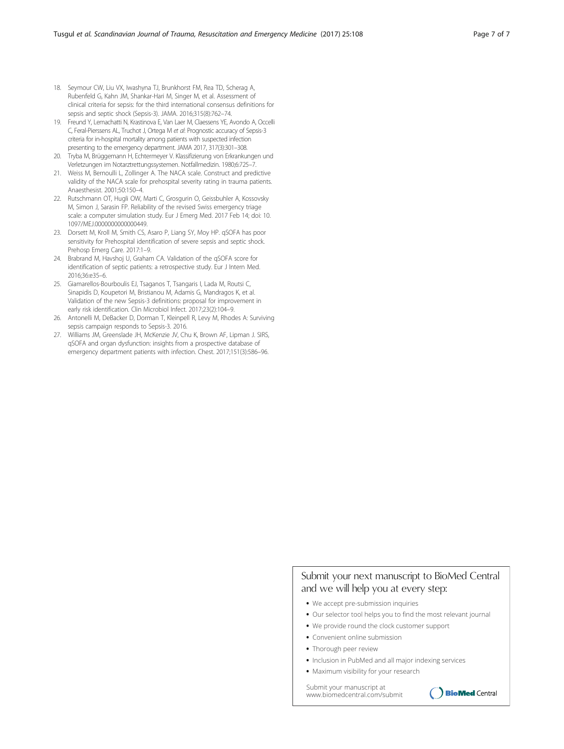18. Seymour CW, Liu VX, Iwashyna TJ, Brunkhorst FM, Rea TD, Scherag A, Rubenfeld G, Kahn JM, Shankar-Hari M, Singer M, et al. Assessment of clinical criteria for sepsis: for the third international consensus definitions for sepsis and septic shock (Sepsis-3). JAMA. 2016;315(8):762–74.
19. Freund Y, Lemachatti N, Krastinova E, Van Laer M, Claessens YE, Avondo A, Occelli C, Feral-Pierssens AL, Truchot J, Ortega M *et al*: Prognostic accuracy of Sepsis-3 criteria for in-hospital mortality among patients with suspected infection presenting to the emergency department. JAMA 2017, 317(3):301–308.
20. Tryba M, Brüggemann H, Echtermeyer V. Klassifizierung von Erkrankungen und Verletzungen im Notarztrettungssystemen. Notfallmedizin. 1980;6:725–7.
21. Weiss M, Bernoulli L, Zollinger A. The NACA scale. Construct and predictive validity of the NACA scale for prehospital severity rating in trauma patients. Anaesthesist. 2001;50:150–4.
22. Rutschmann OT, Hugli OW, Marti C, Grosgurin O, Geissbuhler A, Kossovsky M, Simon J, Sarasin FP. Reliability of the revised Swiss emergency triage scale: a computer simulation study. Eur J Emerg Med. 2017 Feb 14; doi: 10.1097/MEJ.0000000000000449.
23. Dorsett M, Kroll M, Smith CS, Asaro P, Liang SY, Moy HP. qSOFA has poor sensitivity for Prehospital identification of severe sepsis and septic shock. Prehosp Emerg Care. 2017:1–9.
24. Brabrand M, Havshoj U, Graham CA. Validation of the qSOFA score for identification of septic patients: a retrospective study. Eur J Intern Med. 2016;36:e35–6.
25. Giamarellos-Bourboulis EJ, Tsaganos T, Tsangaris I, Lada M, Routsi C, Sinapidis D, Koupetori M, Bristianou M, Adamis G, Mandragos K, et al. Validation of the new Sepsis-3 definitions: proposal for improvement in early risk identification. Clin Microbiol Infect. 2017;23(2):104–9.
26. Antonelli M, DeBacker D, Dorman T, Kleinpell R, Levy M, Rhodes A: Surviving sepsis campaign responds to Sepsis-3. 2016.
27. Williams JM, Greenslade JH, McKenzie JV, Chu K, Brown AF, Lipman J. SIRS, qSOFA and organ dysfunction: insights from a prospective database of emergency department patients with infection. Chest. 2017;151(3):586–96.

Submit your next manuscript to BioMed Central and we will help you at every step:

- We accept pre-submission inquiries
- Our selector tool helps you to find the most relevant journal
- We provide round the clock customer support
- Convenient online submission
- Thorough peer review
- Inclusion in PubMed and all major indexing services
- Maximum visibility for your research

Submit your manuscript at
www.biomedcentral.com/submit

BioMed Central